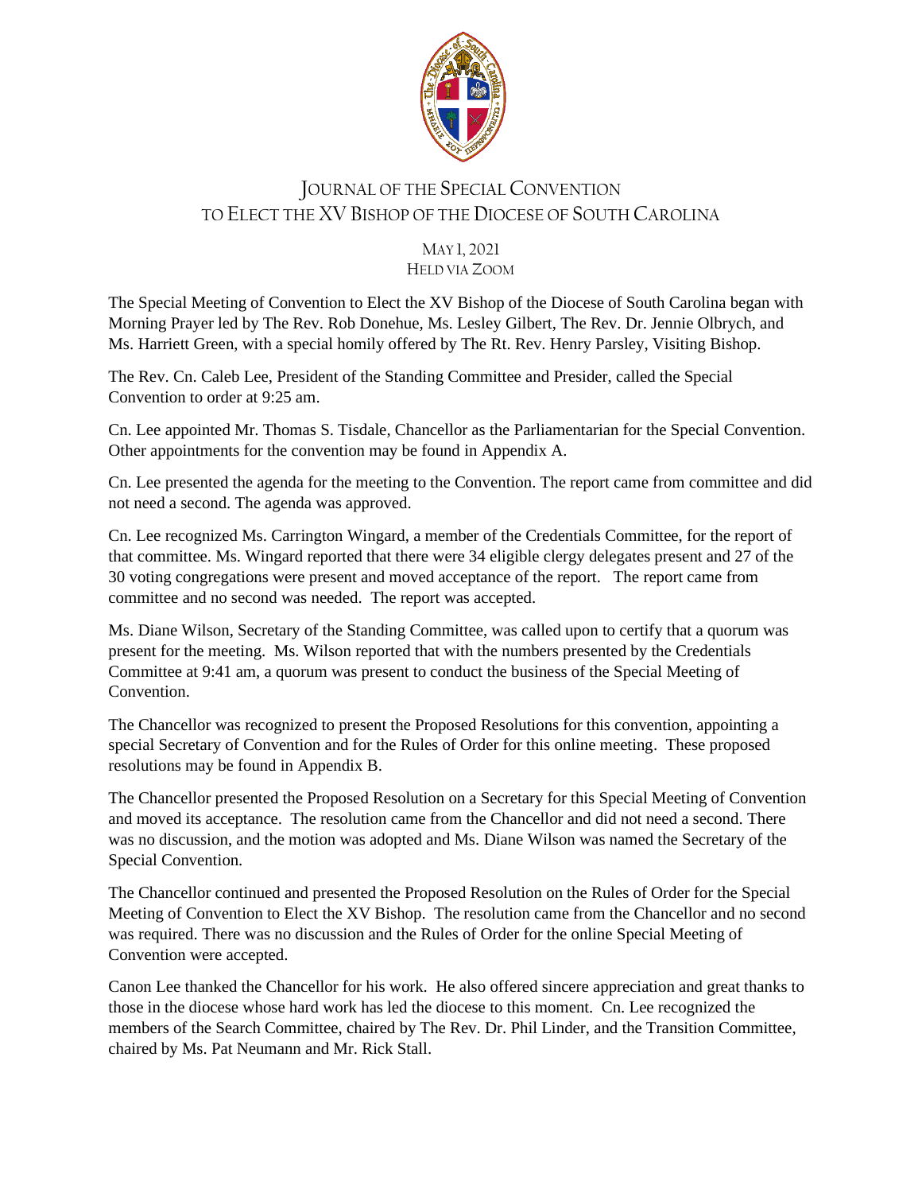# Journal of the Special Convention to Elect the XV Bishop of the Diocese of South Carolina

May 1, 2021
Held via Zoom

The Special Meeting of Convention to Elect the XV Bishop of the Diocese of South Carolina began with Morning Prayer led by The Rev. Rob Donehue, Ms. Lesley Gilbert, The Rev. Dr. Jennie Olbrych, and Ms. Harriett Green, with a special homily offered by The Rt. Rev. Henry Parsley, Visiting Bishop.

The Rev. Cn. Caleb Lee, President of the Standing Committee and Presider, called the Special Convention to order at 9:25 am.

Cn. Lee appointed Mr. Thomas S. Tisdale, Chancellor as the Parliamentarian for the Special Convention. Other appointments for the convention may be found in Appendix A.

Cn. Lee presented the agenda for the meeting to the Convention. The report came from committee and did not need a second. The agenda was approved.

Cn. Lee recognized Ms. Carrington Wingard, a member of the Credentials Committee, for the report of that committee. Ms. Wingard reported that there were 34 eligible clergy delegates present and 27 of the 30 voting congregations were present and moved acceptance of the report. The report came from committee and no second was needed. The report was accepted.

Ms. Diane Wilson, Secretary of the Standing Committee, was called upon to certify that a quorum was present for the meeting. Ms. Wilson reported that with the numbers presented by the Credentials Committee at 9:41 am, a quorum was present to conduct the business of the Special Meeting of Convention.

The Chancellor was recognized to present the Proposed Resolutions for this convention, appointing a special Secretary of Convention and for the Rules of Order for this online meeting. These proposed resolutions may be found in Appendix B.

The Chancellor presented the Proposed Resolution on a Secretary for this Special Meeting of Convention and moved its acceptance. The resolution came from the Chancellor and did not need a second. There was no discussion, and the motion was adopted and Ms. Diane Wilson was named the Secretary of the Special Convention.

The Chancellor continued and presented the Proposed Resolution on the Rules of Order for the Special Meeting of Convention to Elect the XV Bishop. The resolution came from the Chancellor and no second was required. There was no discussion and the Rules of Order for the online Special Meeting of Convention were accepted.

Canon Lee thanked the Chancellor for his work. He also offered sincere appreciation and great thanks to those in the diocese whose hard work has led the diocese to this moment. Cn. Lee recognized the members of the Search Committee, chaired by The Rev. Dr. Phil Linder, and the Transition Committee, chaired by Ms. Pat Neumann and Mr. Rick Stall.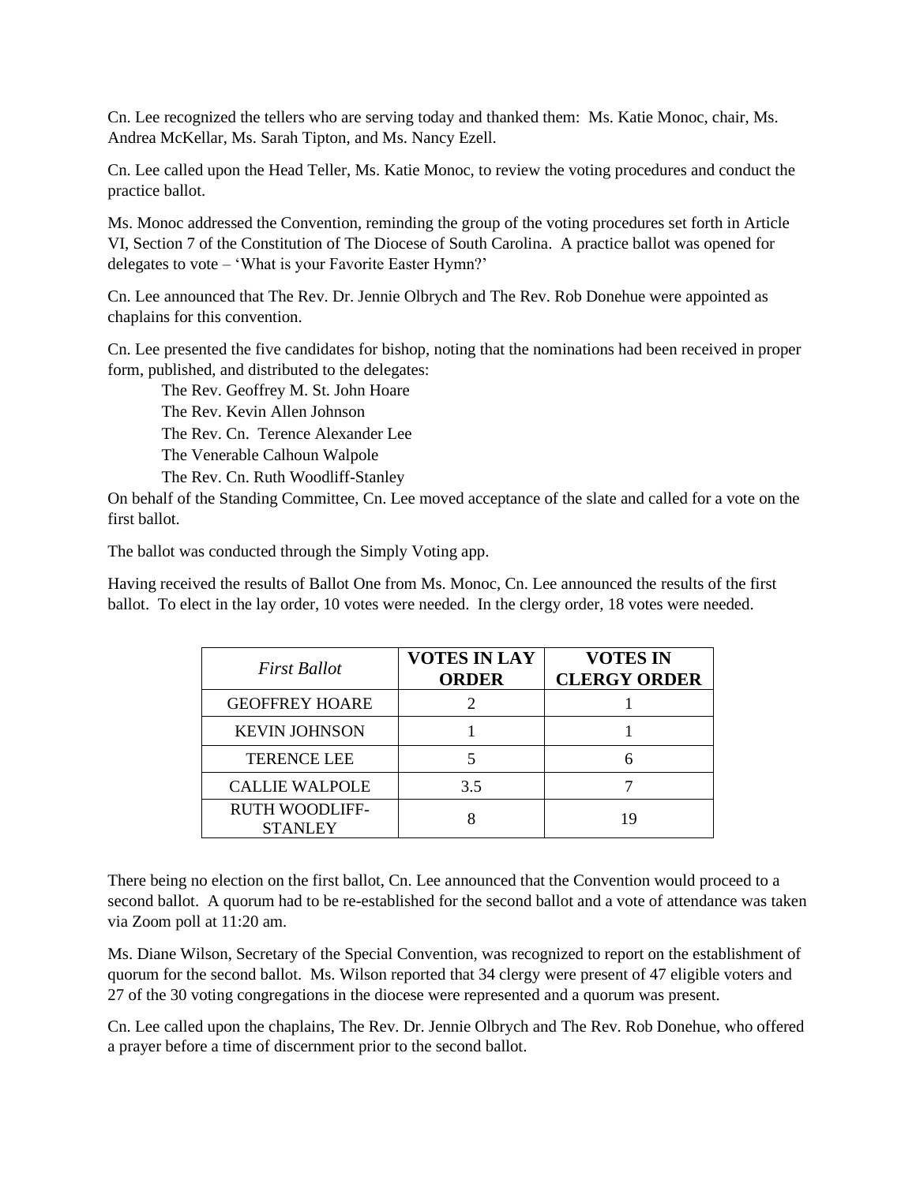Cn. Lee recognized the tellers who are serving today and thanked them: Ms. Katie Monoc, chair, Ms. Andrea McKellar, Ms. Sarah Tipton, and Ms. Nancy Ezell.

Cn. Lee called upon the Head Teller, Ms. Katie Monoc, to review the voting procedures and conduct the practice ballot.

Ms. Monoc addressed the Convention, reminding the group of the voting procedures set forth in Article VI, Section 7 of the Constitution of The Diocese of South Carolina. A practice ballot was opened for delegates to vote – 'What is your Favorite Easter Hymn?'

Cn. Lee announced that The Rev. Dr. Jennie Olbrych and The Rev. Rob Donehue were appointed as chaplains for this convention.

Cn. Lee presented the five candidates for bishop, noting that the nominations had been received in proper form, published, and distributed to the delegates:

The Rev. Geoffrey M. St. John Hoare
The Rev. Kevin Allen Johnson
The Rev. Cn. Terence Alexander Lee
The Venerable Calhoun Walpole
The Rev. Cn. Ruth Woodliff-Stanley

On behalf of the Standing Committee, Cn. Lee moved acceptance of the slate and called for a vote on the first ballot.

The ballot was conducted through the Simply Voting app.

Having received the results of Ballot One from Ms. Monoc, Cn. Lee announced the results of the first ballot. To elect in the lay order, 10 votes were needed. In the clergy order, 18 votes were needed.

| *First Ballot* | **VOTES IN LAY ORDER** | **VOTES IN CLERGY ORDER** |
|---|---|---|
| GEOFFREY HOARE | 2 | 1 |
| KEVIN JOHNSON | 1 | 1 |
| TERENCE LEE | 5 | 6 |
| CALLIE WALPOLE | 3.5 | 7 |
| RUTH WOODLIFF-STANLEY | 8 | 19 |

There being no election on the first ballot, Cn. Lee announced that the Convention would proceed to a second ballot. A quorum had to be re-established for the second ballot and a vote of attendance was taken via Zoom poll at 11:20 am.

Ms. Diane Wilson, Secretary of the Special Convention, was recognized to report on the establishment of quorum for the second ballot. Ms. Wilson reported that 34 clergy were present of 47 eligible voters and 27 of the 30 voting congregations in the diocese were represented and a quorum was present.

Cn. Lee called upon the chaplains, The Rev. Dr. Jennie Olbrych and The Rev. Rob Donehue, who offered a prayer before a time of discernment prior to the second ballot.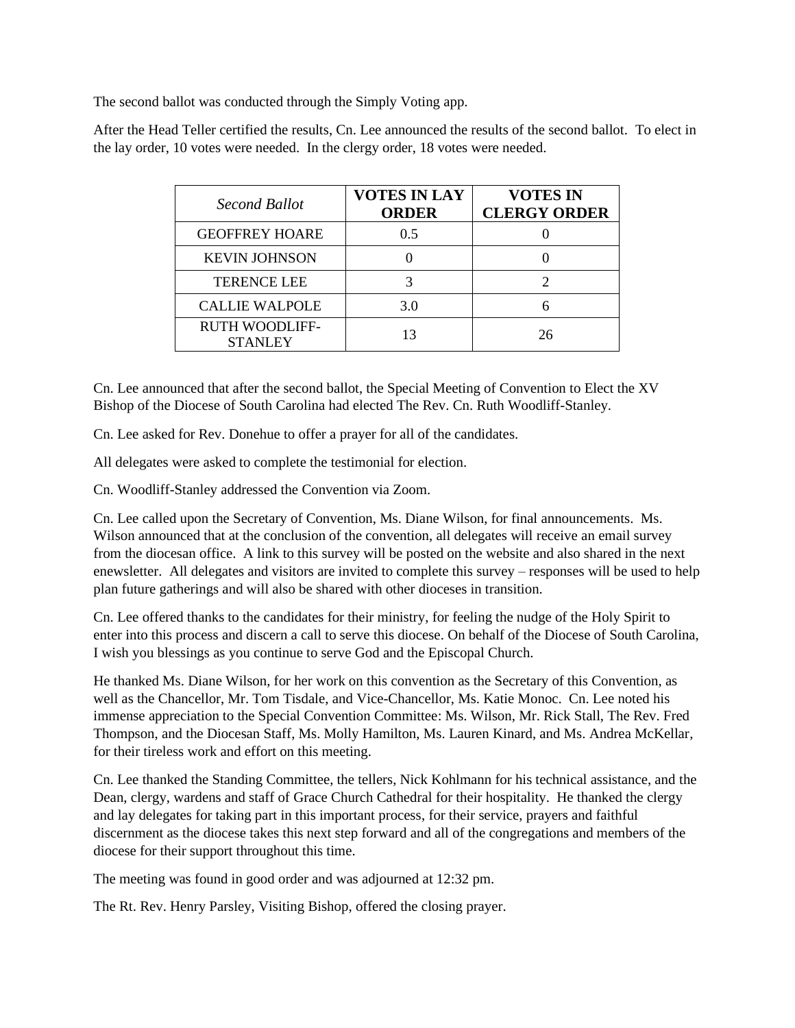The second ballot was conducted through the Simply Voting app.

After the Head Teller certified the results, Cn. Lee announced the results of the second ballot. To elect in the lay order, 10 votes were needed. In the clergy order, 18 votes were needed.

| *Second Ballot* | **VOTES IN LAY ORDER** | **VOTES IN CLERGY ORDER** |
|---|---|---|
| GEOFFREY HOARE | 0.5 | 0 |
| KEVIN JOHNSON | 0 | 0 |
| TERENCE LEE | 3 | 2 |
| CALLIE WALPOLE | 3.0 | 6 |
| RUTH WOODLIFF-STANLEY | 13 | 26 |

Cn. Lee announced that after the second ballot, the Special Meeting of Convention to Elect the XV Bishop of the Diocese of South Carolina had elected The Rev. Cn. Ruth Woodliff-Stanley.

Cn. Lee asked for Rev. Donehue to offer a prayer for all of the candidates.

All delegates were asked to complete the testimonial for election.

Cn. Woodliff-Stanley addressed the Convention via Zoom.

Cn. Lee called upon the Secretary of Convention, Ms. Diane Wilson, for final announcements. Ms. Wilson announced that at the conclusion of the convention, all delegates will receive an email survey from the diocesan office. A link to this survey will be posted on the website and also shared in the next enewsletter. All delegates and visitors are invited to complete this survey – responses will be used to help plan future gatherings and will also be shared with other dioceses in transition.

Cn. Lee offered thanks to the candidates for their ministry, for feeling the nudge of the Holy Spirit to enter into this process and discern a call to serve this diocese. On behalf of the Diocese of South Carolina, I wish you blessings as you continue to serve God and the Episcopal Church.

He thanked Ms. Diane Wilson, for her work on this convention as the Secretary of this Convention, as well as the Chancellor, Mr. Tom Tisdale, and Vice-Chancellor, Ms. Katie Monoc. Cn. Lee noted his immense appreciation to the Special Convention Committee: Ms. Wilson, Mr. Rick Stall, The Rev. Fred Thompson, and the Diocesan Staff, Ms. Molly Hamilton, Ms. Lauren Kinard, and Ms. Andrea McKellar, for their tireless work and effort on this meeting.

Cn. Lee thanked the Standing Committee, the tellers, Nick Kohlmann for his technical assistance, and the Dean, clergy, wardens and staff of Grace Church Cathedral for their hospitality. He thanked the clergy and lay delegates for taking part in this important process, for their service, prayers and faithful discernment as the diocese takes this next step forward and all of the congregations and members of the diocese for their support throughout this time.

The meeting was found in good order and was adjourned at 12:32 pm.

The Rt. Rev. Henry Parsley, Visiting Bishop, offered the closing prayer.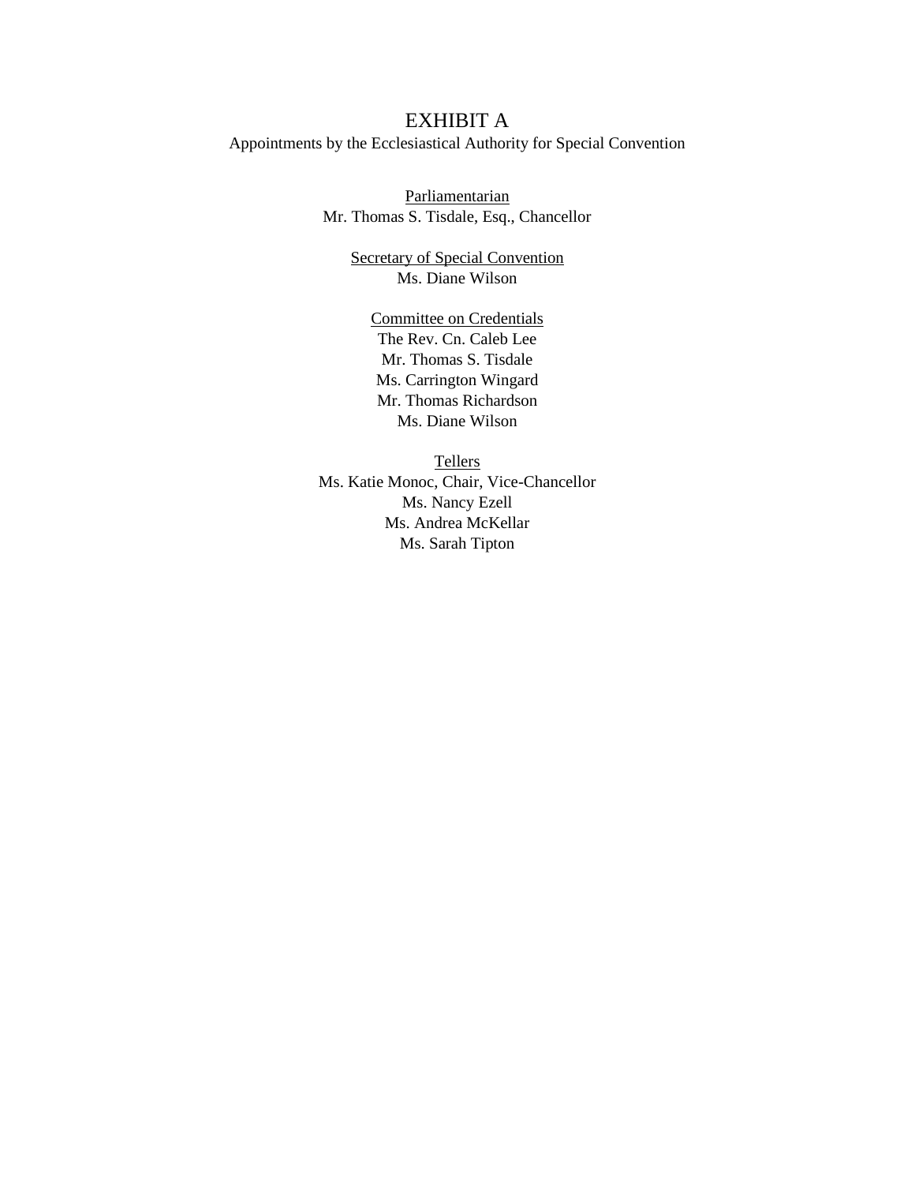# EXHIBIT A

Appointments by the Ecclesiastical Authority for Special Convention

Parliamentarian
Mr. Thomas S. Tisdale, Esq., Chancellor

Secretary of Special Convention
Ms. Diane Wilson

Committee on Credentials
The Rev. Cn. Caleb Lee
Mr. Thomas S. Tisdale
Ms. Carrington Wingard
Mr. Thomas Richardson
Ms. Diane Wilson

Tellers
Ms. Katie Monoc, Chair, Vice-Chancellor
Ms. Nancy Ezell
Ms. Andrea McKellar
Ms. Sarah Tipton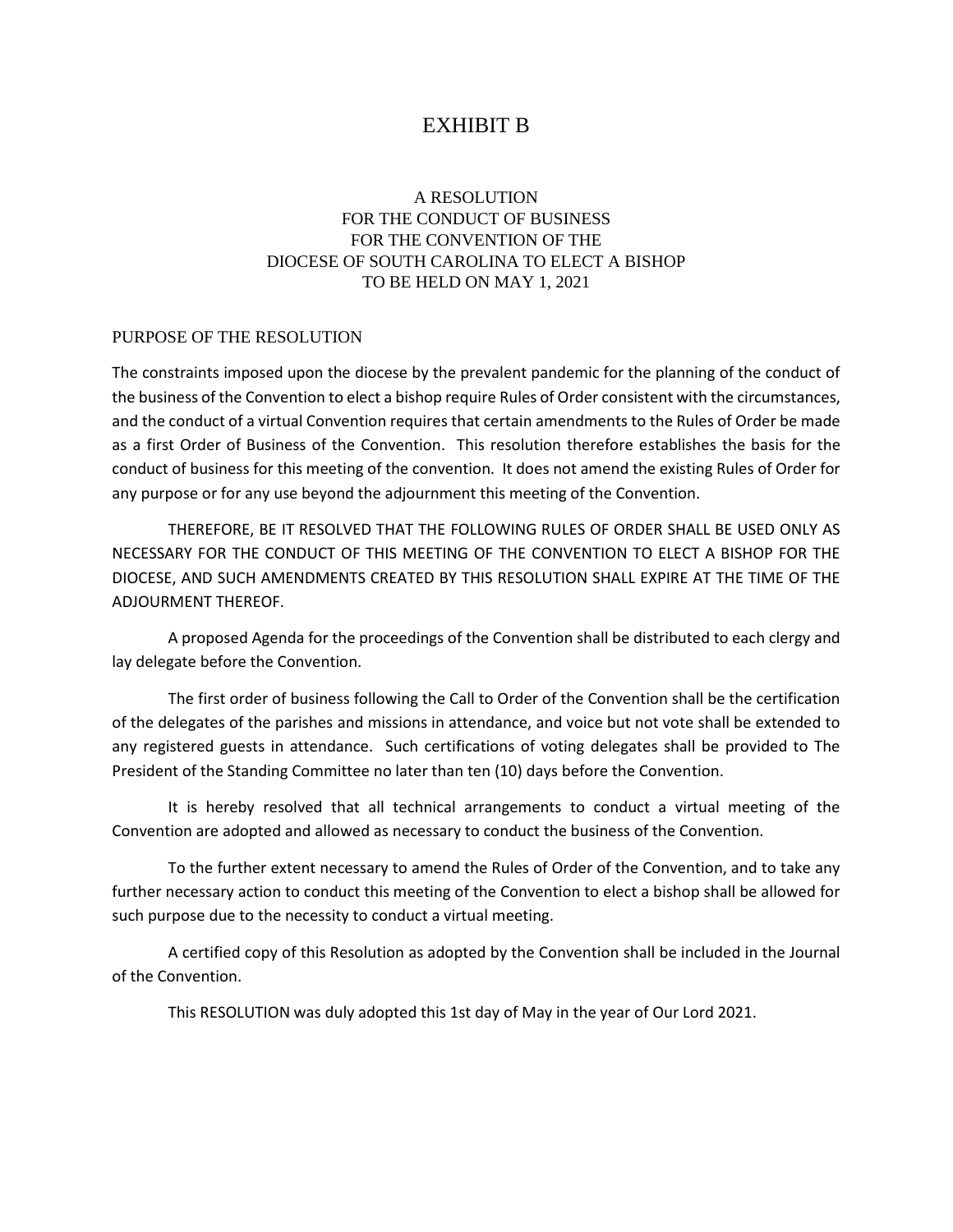# EXHIBIT B

## A RESOLUTION FOR THE CONDUCT OF BUSINESS FOR THE CONVENTION OF THE DIOCESE OF SOUTH CAROLINA TO ELECT A BISHOP TO BE HELD ON MAY 1, 2021

### PURPOSE OF THE RESOLUTION

The constraints imposed upon the diocese by the prevalent pandemic for the planning of the conduct of the business of the Convention to elect a bishop require Rules of Order consistent with the circumstances, and the conduct of a virtual Convention requires that certain amendments to the Rules of Order be made as a first Order of Business of the Convention. This resolution therefore establishes the basis for the conduct of business for this meeting of the convention. It does not amend the existing Rules of Order for any purpose or for any use beyond the adjournment this meeting of the Convention.

THEREFORE, BE IT RESOLVED THAT THE FOLLOWING RULES OF ORDER SHALL BE USED ONLY AS NECESSARY FOR THE CONDUCT OF THIS MEETING OF THE CONVENTION TO ELECT A BISHOP FOR THE DIOCESE, AND SUCH AMENDMENTS CREATED BY THIS RESOLUTION SHALL EXPIRE AT THE TIME OF THE ADJOURMENT THEREOF.

A proposed Agenda for the proceedings of the Convention shall be distributed to each clergy and lay delegate before the Convention.

The first order of business following the Call to Order of the Convention shall be the certification of the delegates of the parishes and missions in attendance, and voice but not vote shall be extended to any registered guests in attendance. Such certifications of voting delegates shall be provided to The President of the Standing Committee no later than ten (10) days before the Convention.

It is hereby resolved that all technical arrangements to conduct a virtual meeting of the Convention are adopted and allowed as necessary to conduct the business of the Convention.

To the further extent necessary to amend the Rules of Order of the Convention, and to take any further necessary action to conduct this meeting of the Convention to elect a bishop shall be allowed for such purpose due to the necessity to conduct a virtual meeting.

A certified copy of this Resolution as adopted by the Convention shall be included in the Journal of the Convention.

This RESOLUTION was duly adopted this 1st day of May in the year of Our Lord 2021.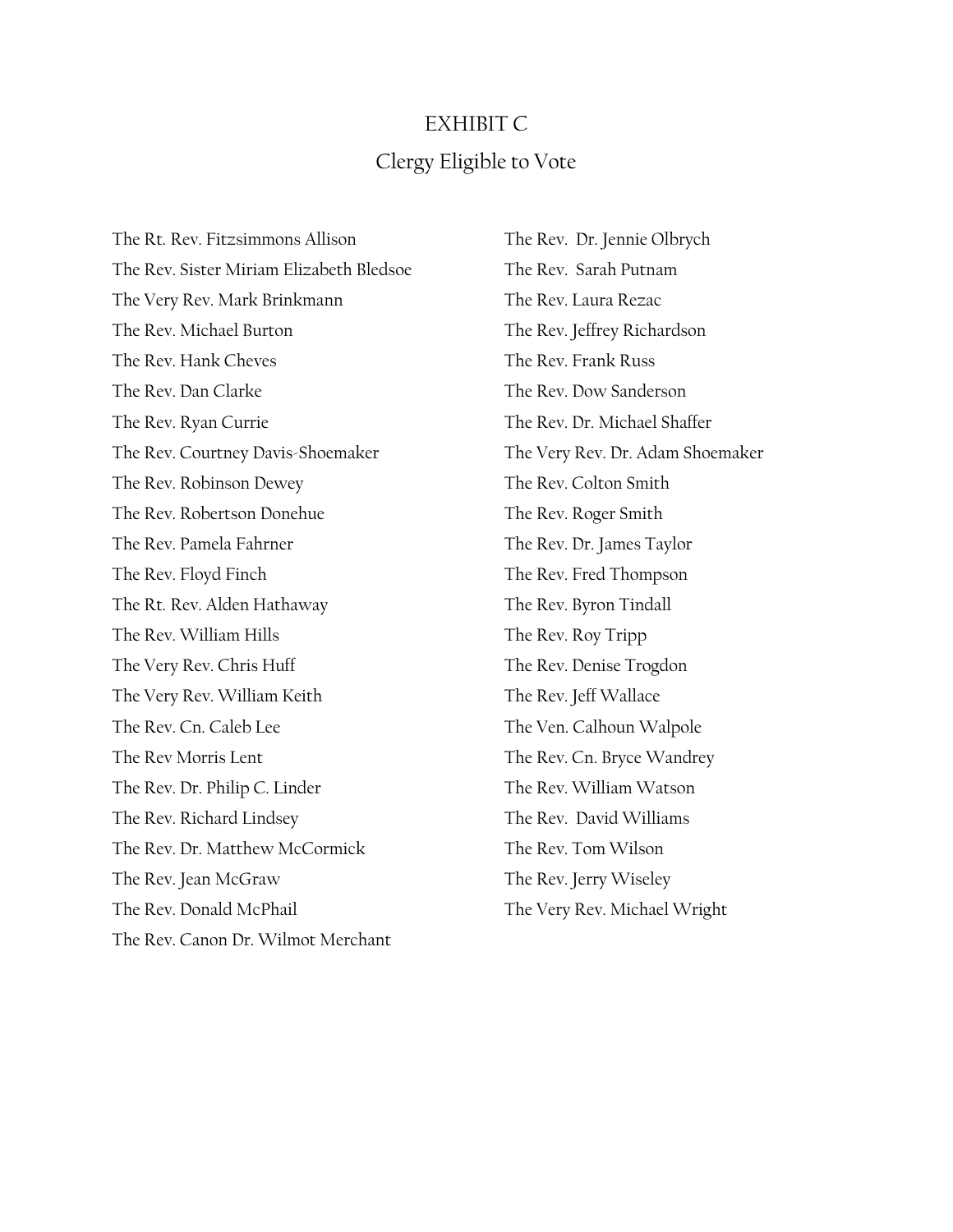# EXHIBIT C

## Clergy Eligible to Vote

The Rt. Rev. Fitzsimmons Allison
The Rev. Sister Miriam Elizabeth Bledsoe
The Very Rev. Mark Brinkmann
The Rev. Michael Burton
The Rev. Hank Cheves
The Rev. Dan Clarke
The Rev. Ryan Currie
The Rev. Courtney Davis-Shoemaker
The Rev. Robinson Dewey
The Rev. Robertson Donehue
The Rev. Pamela Fahrner
The Rev. Floyd Finch
The Rt. Rev. Alden Hathaway
The Rev. William Hills
The Very Rev. Chris Huff
The Very Rev. William Keith
The Rev. Cn. Caleb Lee
The Rev Morris Lent
The Rev. Dr. Philip C. Linder
The Rev. Richard Lindsey
The Rev. Dr. Matthew McCormick
The Rev. Jean McGraw
The Rev. Donald McPhail
The Rev. Canon Dr. Wilmot Merchant
The Rev. Dr. Jennie Olbrych
The Rev. Sarah Putnam
The Rev. Laura Rezac
The Rev. Jeffrey Richardson
The Rev. Frank Russ
The Rev. Dow Sanderson
The Rev. Dr. Michael Shaffer
The Very Rev. Dr. Adam Shoemaker
The Rev. Colton Smith
The Rev. Roger Smith
The Rev. Dr. James Taylor
The Rev. Fred Thompson
The Rev. Byron Tindall
The Rev. Roy Tripp
The Rev. Denise Trogdon
The Rev. Jeff Wallace
The Ven. Calhoun Walpole
The Rev. Cn. Bryce Wandrey
The Rev. William Watson
The Rev. David Williams
The Rev. Tom Wilson
The Rev. Jerry Wiseley
The Very Rev. Michael Wright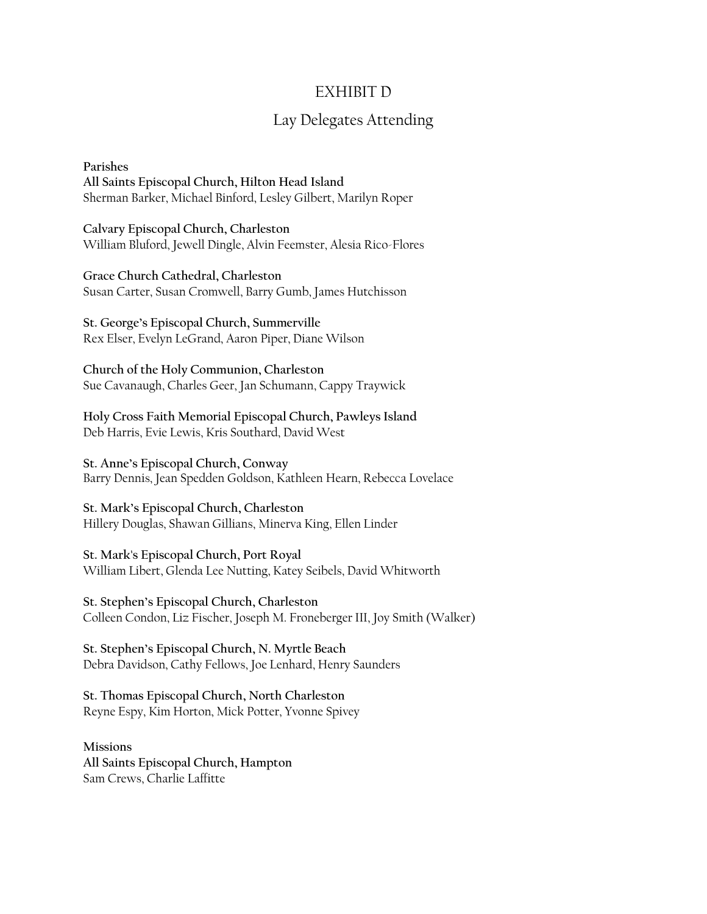# EXHIBIT D

## Lay Delegates Attending

**Parishes**

**All Saints Episcopal Church, Hilton Head Island**
Sherman Barker, Michael Binford, Lesley Gilbert, Marilyn Roper

**Calvary Episcopal Church, Charleston**
William Bluford, Jewell Dingle, Alvin Feemster, Alesia Rico-Flores

**Grace Church Cathedral, Charleston**
Susan Carter, Susan Cromwell, Barry Gumb, James Hutchisson

**St. George's Episcopal Church, Summerville**
Rex Elser, Evelyn LeGrand, Aaron Piper, Diane Wilson

**Church of the Holy Communion, Charleston**
Sue Cavanaugh, Charles Geer, Jan Schumann, Cappy Traywick

**Holy Cross Faith Memorial Episcopal Church, Pawleys Island**
Deb Harris, Evie Lewis, Kris Southard, David West

**St. Anne's Episcopal Church, Conway**
Barry Dennis, Jean Spedden Goldson, Kathleen Hearn, Rebecca Lovelace

**St. Mark's Episcopal Church, Charleston**
Hillery Douglas, Shawan Gillians, Minerva King, Ellen Linder

**St. Mark's Episcopal Church, Port Royal**
William Libert, Glenda Lee Nutting, Katey Seibels, David Whitworth

**St. Stephen's Episcopal Church, Charleston**
Colleen Condon, Liz Fischer, Joseph M. Froneberger III, Joy Smith (Walker)

**St. Stephen's Episcopal Church, N. Myrtle Beach**
Debra Davidson, Cathy Fellows, Joe Lenhard, Henry Saunders

**St. Thomas Episcopal Church, North Charleston**
Reyne Espy, Kim Horton, Mick Potter, Yvonne Spivey

**Missions**

**All Saints Episcopal Church, Hampton**
Sam Crews, Charlie Laffitte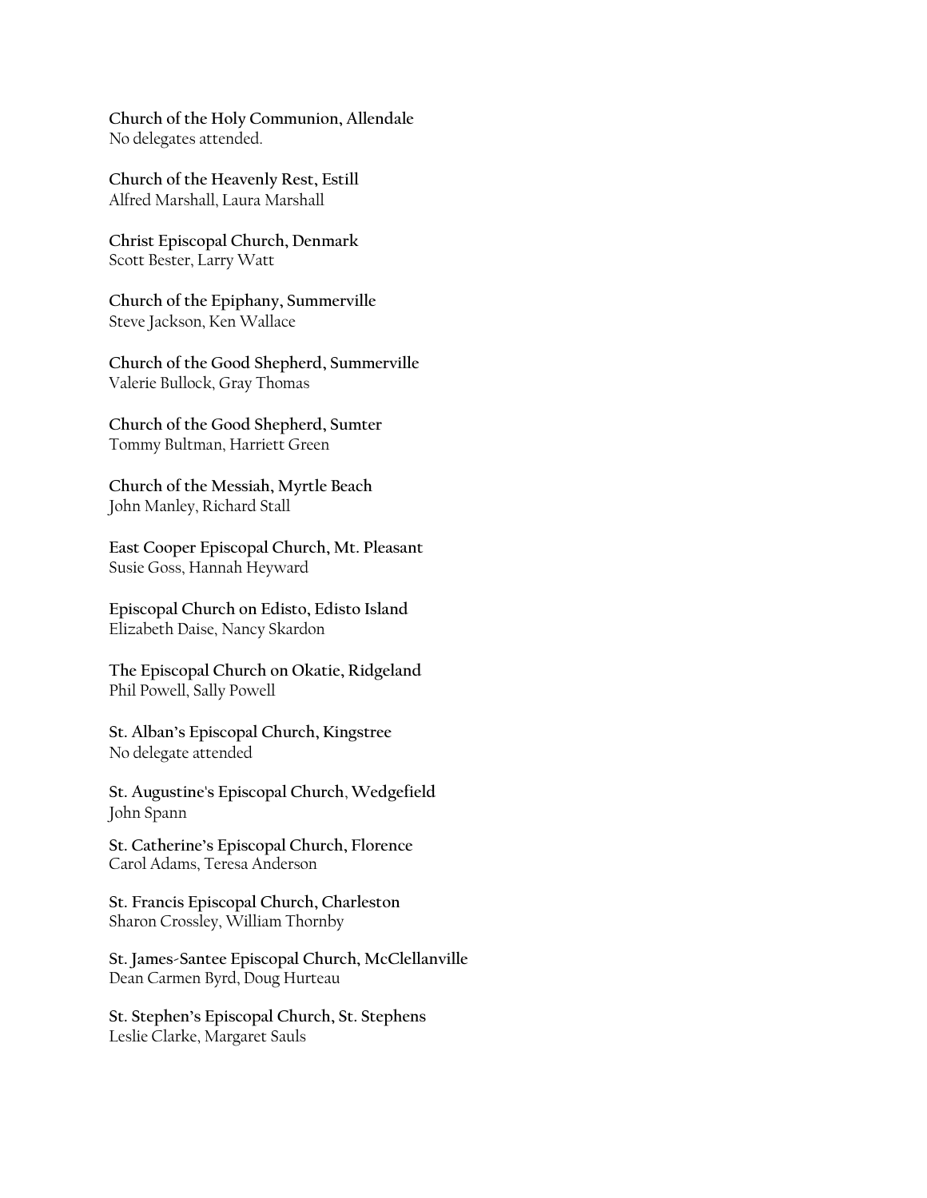**Church of the Holy Communion, Allendale**
No delegates attended.

**Church of the Heavenly Rest, Estill**
Alfred Marshall, Laura Marshall

**Christ Episcopal Church, Denmark**
Scott Bester, Larry Watt

**Church of the Epiphany, Summerville**
Steve Jackson, Ken Wallace

**Church of the Good Shepherd, Summerville**
Valerie Bullock, Gray Thomas

**Church of the Good Shepherd, Sumter**
Tommy Bultman, Harriett Green

**Church of the Messiah, Myrtle Beach**
John Manley, Richard Stall

**East Cooper Episcopal Church, Mt. Pleasant**
Susie Goss, Hannah Heyward

**Episcopal Church on Edisto, Edisto Island**
Elizabeth Daise, Nancy Skardon

**The Episcopal Church on Okatie, Ridgeland**
Phil Powell, Sally Powell

**St. Alban's Episcopal Church, Kingstree**
No delegate attended

**St. Augustine's Episcopal Church**, **Wedgefield**
John Spann

**St. Catherine's Episcopal Church, Florence**
Carol Adams, Teresa Anderson

**St. Francis Episcopal Church, Charleston**
Sharon Crossley, William Thornby

**St. James-Santee Episcopal Church, McClellanville**
Dean Carmen Byrd, Doug Hurteau

**St. Stephen's Episcopal Church, St. Stephens**
Leslie Clarke, Margaret Sauls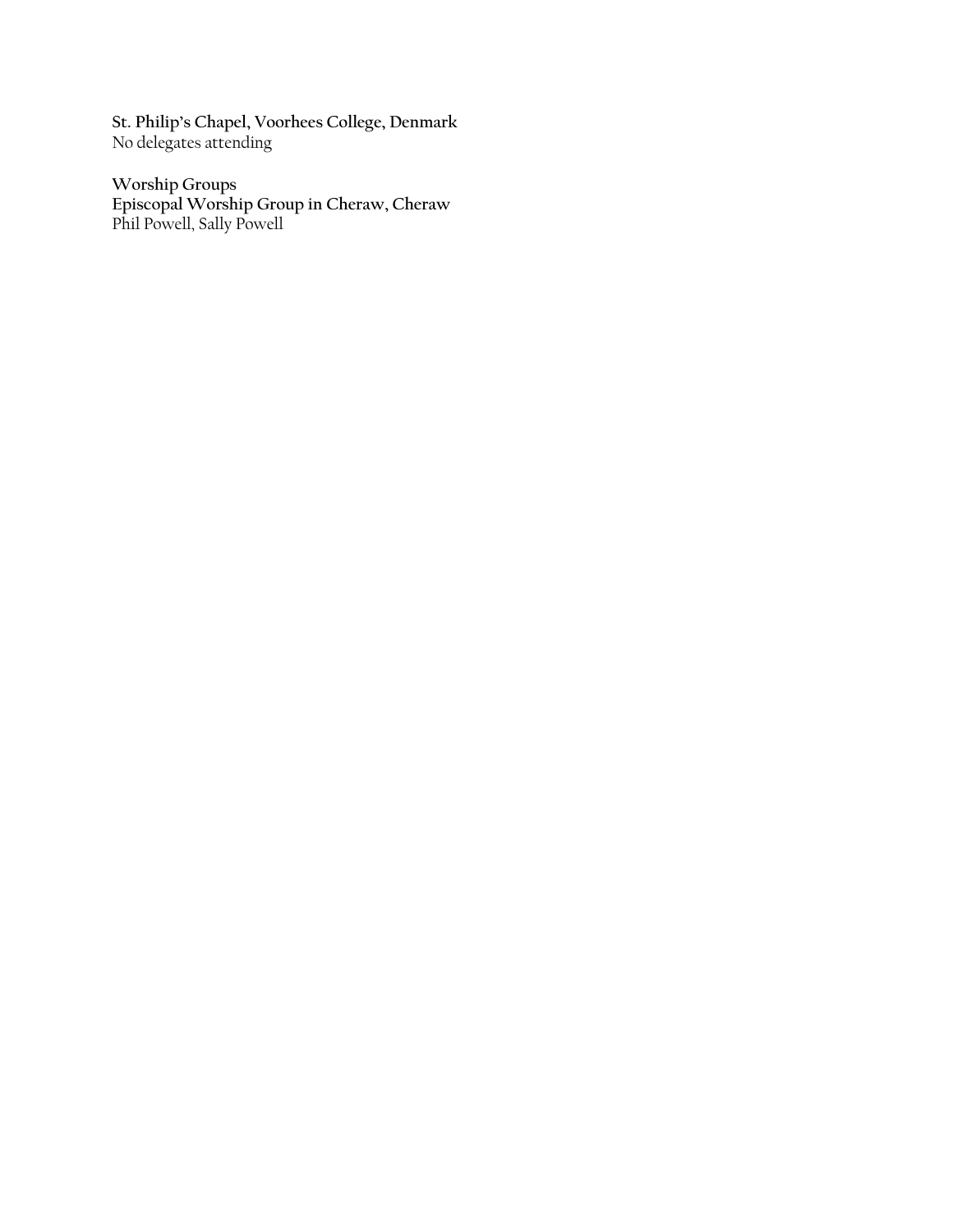**St. Philip's Chapel, Voorhees College, Denmark**
No delegates attending

**Worship Groups**
**Episcopal Worship Group in Cheraw, Cheraw**
Phil Powell, Sally Powell